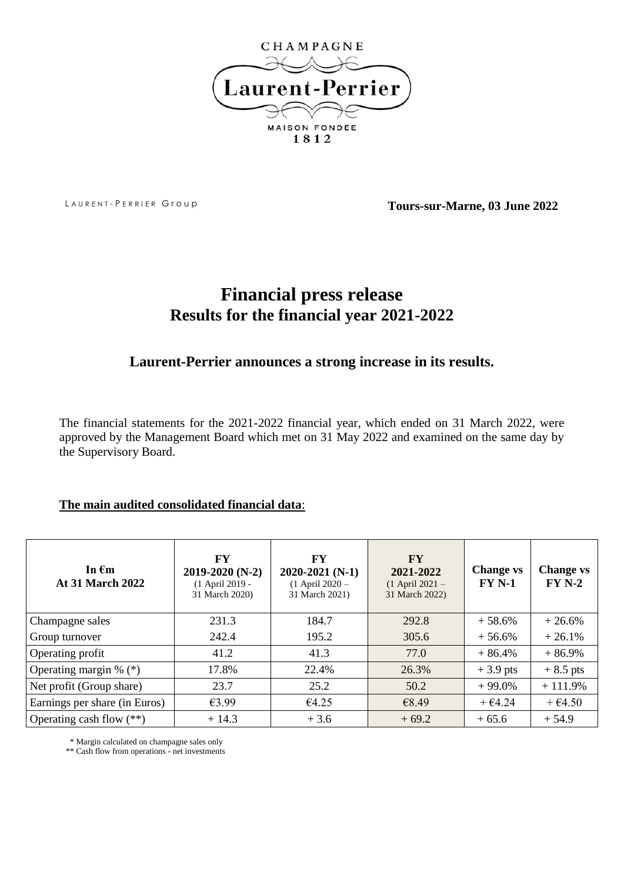CHAMPAGNE

Laurent-Perrier

MAISON FONDÉE
1812

LAURENT-PERRIER Group

**Tours-sur-Marne, 03 June 2022**

# Financial press release
## Results for the financial year 2021-2022

### Laurent-Perrier announces a strong increase in its results.

The financial statements for the 2021-2022 financial year, which ended on 31 March 2022, were approved by the Management Board which met on 31 May 2022 and examined on the same day by the Supervisory Board.

**The main audited consolidated financial data**:

| In €m At 31 March 2022 | FY 2019-2020 (N-2) (1 April 2019 - 31 March 2020) | FY 2020-2021 (N-1) (1 April 2020 – 31 March 2021) | FY 2021-2022 (1 April 2021 – 31 March 2022) | Change vs FY N-1 | Change vs FY N-2 |
|---|---|---|---|---|---|
| Champagne sales | 231.3 | 184.7 | 292.8 | + 58.6% | + 26.6% |
| Group turnover | 242.4 | 195.2 | 305.6 | + 56.6% | + 26.1% |
| Operating profit | 41.2 | 41.3 | 77.0 | + 86.4% | + 86.9% |
| Operating margin % (*) | 17.8% | 22.4% | 26.3% | + 3.9 pts | + 8.5 pts |
| Net profit (Group share) | 23.7 | 25.2 | 50.2 | + 99.0% | + 111.9% |
| Earnings per share (in Euros) | €3.99 | €4.25 | €8.49 | + €4.24 | + €4.50 |
| Operating cash flow (**) | + 14.3 | + 3.6 | + 69.2 | + 65.6 | + 54.9 |

\* Margin calculated on champagne sales only

\*\* Cash flow from operations - net investments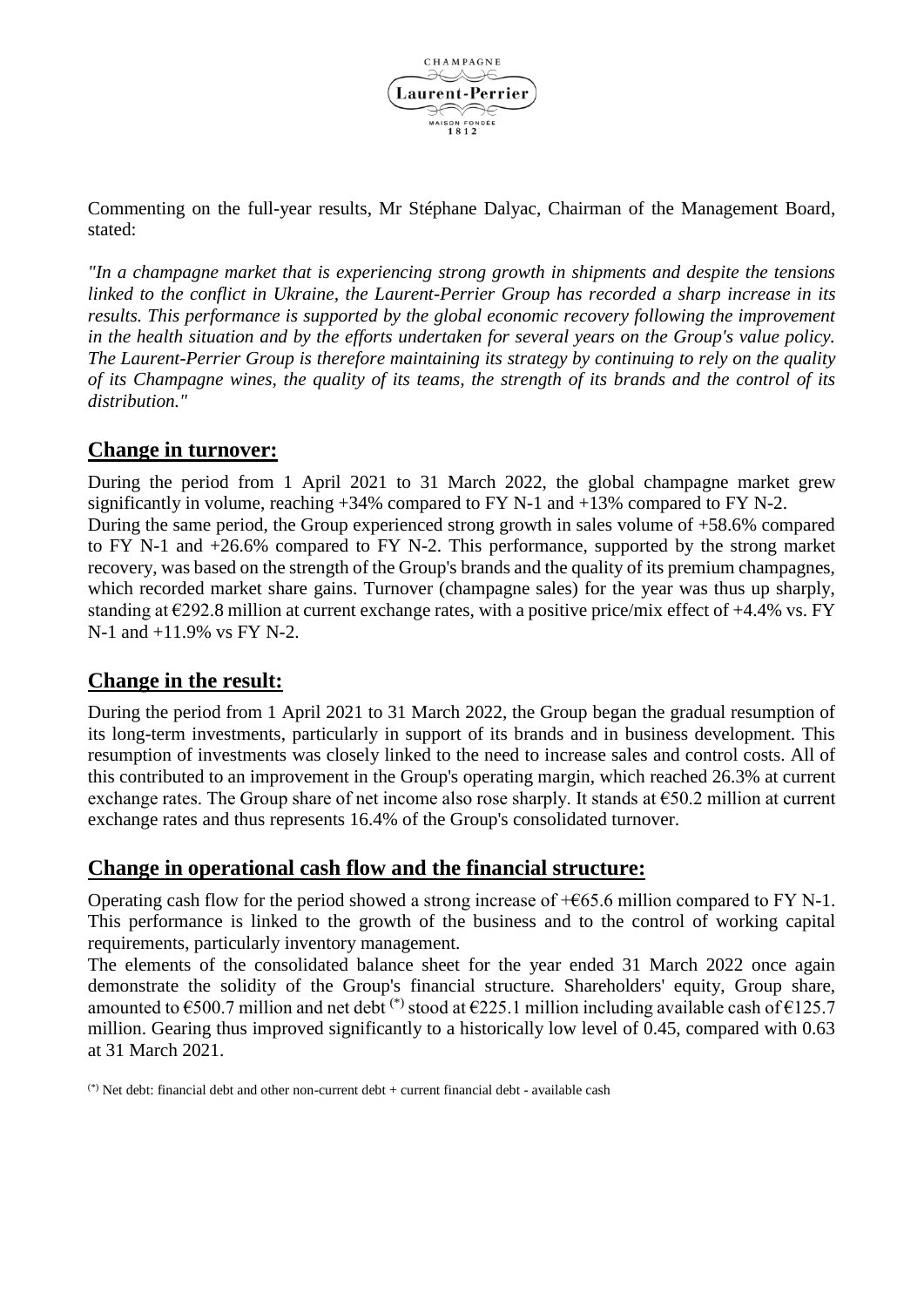Commenting on the full-year results, Mr Stéphane Dalyac, Chairman of the Management Board, stated:

*"In a champagne market that is experiencing strong growth in shipments and despite the tensions linked to the conflict in Ukraine, the Laurent-Perrier Group has recorded a sharp increase in its results. This performance is supported by the global economic recovery following the improvement in the health situation and by the efforts undertaken for several years on the Group's value policy. The Laurent-Perrier Group is therefore maintaining its strategy by continuing to rely on the quality of its Champagne wines, the quality of its teams, the strength of its brands and the control of its distribution."*

## Change in turnover:

During the period from 1 April 2021 to 31 March 2022, the global champagne market grew significantly in volume, reaching +34% compared to FY N-1 and +13% compared to FY N-2.
During the same period, the Group experienced strong growth in sales volume of +58.6% compared to FY N-1 and +26.6% compared to FY N-2. This performance, supported by the strong market recovery, was based on the strength of the Group's brands and the quality of its premium champagnes, which recorded market share gains. Turnover (champagne sales) for the year was thus up sharply, standing at €292.8 million at current exchange rates, with a positive price/mix effect of +4.4% vs. FY N-1 and +11.9% vs FY N-2.

## Change in the result:

During the period from 1 April 2021 to 31 March 2022, the Group began the gradual resumption of its long-term investments, particularly in support of its brands and in business development. This resumption of investments was closely linked to the need to increase sales and control costs. All of this contributed to an improvement in the Group's operating margin, which reached 26.3% at current exchange rates. The Group share of net income also rose sharply. It stands at €50.2 million at current exchange rates and thus represents 16.4% of the Group's consolidated turnover.

## Change in operational cash flow and the financial structure:

Operating cash flow for the period showed a strong increase of +€65.6 million compared to FY N-1. This performance is linked to the growth of the business and to the control of working capital requirements, particularly inventory management.
The elements of the consolidated balance sheet for the year ended 31 March 2022 once again demonstrate the solidity of the Group's financial structure. Shareholders' equity, Group share, amounted to €500.7 million and net debt [(*)] stood at €225.1 million including available cash of €125.7 million. Gearing thus improved significantly to a historically low level of 0.45, compared with 0.63 at 31 March 2021.

[(*)] Net debt: financial debt and other non-current debt + current financial debt - available cash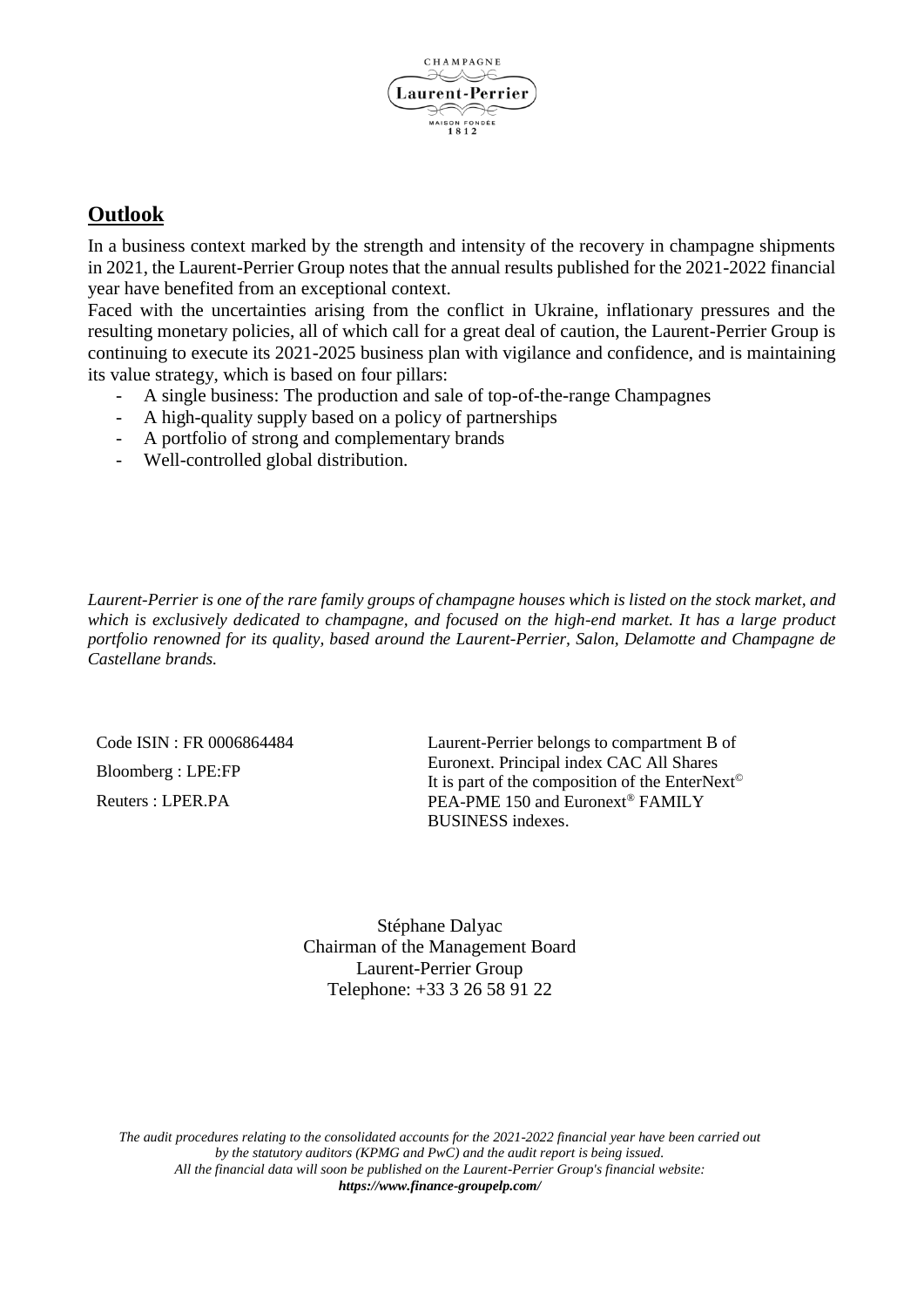## Outlook

In a business context marked by the strength and intensity of the recovery in champagne shipments in 2021, the Laurent-Perrier Group notes that the annual results published for the 2021-2022 financial year have benefited from an exceptional context.

Faced with the uncertainties arising from the conflict in Ukraine, inflationary pressures and the resulting monetary policies, all of which call for a great deal of caution, the Laurent-Perrier Group is continuing to execute its 2021-2025 business plan with vigilance and confidence, and is maintaining its value strategy, which is based on four pillars:

- A single business: The production and sale of top-of-the-range Champagnes
- A high-quality supply based on a policy of partnerships
- A portfolio of strong and complementary brands
- Well-controlled global distribution.

*Laurent-Perrier is one of the rare family groups of champagne houses which is listed on the stock market, and which is exclusively dedicated to champagne, and focused on the high-end market. It has a large product portfolio renowned for its quality, based around the Laurent-Perrier, Salon, Delamotte and Champagne de Castellane brands.*

Code ISIN : FR 0006864484

Bloomberg : LPE:FP

Reuters : LPER.PA

Laurent-Perrier belongs to compartment B of Euronext. Principal index CAC All Shares
It is part of the composition of the EnterNext© PEA-PME 150 and Euronext® FAMILY BUSINESS indexes.

Stéphane Dalyac
Chairman of the Management Board
Laurent-Perrier Group
Telephone: +33 3 26 58 91 22

*The audit procedures relating to the consolidated accounts for the 2021-2022 financial year have been carried out by the statutory auditors (KPMG and PwC) and the audit report is being issued.*
*All the financial data will soon be published on the Laurent-Perrier Group's financial website:*
***https://www.finance-groupelp.com/***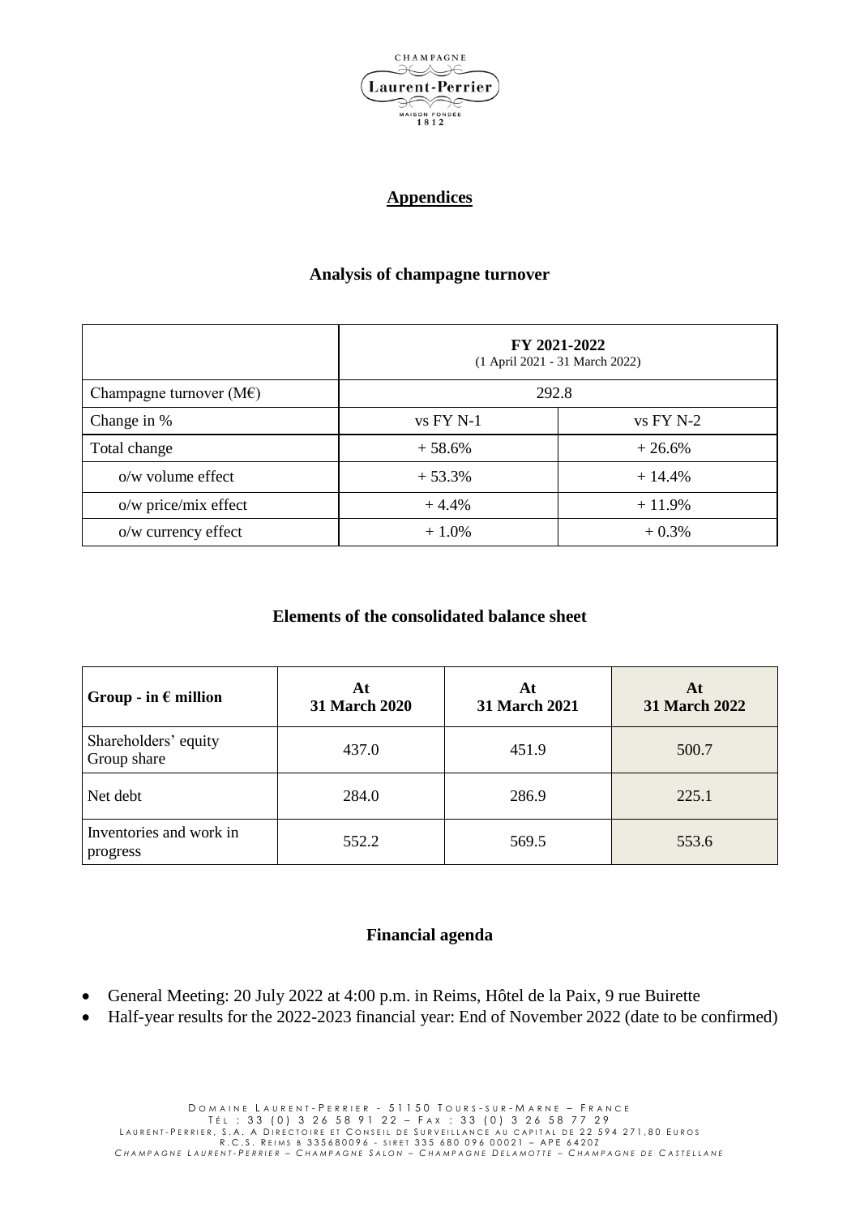## Appendices

### Analysis of champagne turnover

| | FY 2021-2022 (1 April 2021 - 31 March 2022) | |
|---|---|---|
| Champagne turnover (M€) | 292.8 | |
| Change in % | vs FY N-1 | vs FY N-2 |
| Total change | + 58.6% | + 26.6% |
| o/w volume effect | + 53.3% | + 14.4% |
| o/w price/mix effect | + 4.4% | + 11.9% |
| o/w currency effect | + 1.0% | + 0.3% |

### Elements of the consolidated balance sheet

| Group - in € million | At 31 March 2020 | At 31 March 2021 | At 31 March 2022 |
|---|---|---|---|
| Shareholders' equity Group share | 437.0 | 451.9 | 500.7 |
| Net debt | 284.0 | 286.9 | 225.1 |
| Inventories and work in progress | 552.2 | 569.5 | 553.6 |

### Financial agenda

- General Meeting: 20 July 2022 at 4:00 p.m. in Reims, Hôtel de la Paix, 9 rue Buirette
- Half-year results for the 2022-2023 financial year: End of November 2022 (date to be confirmed)